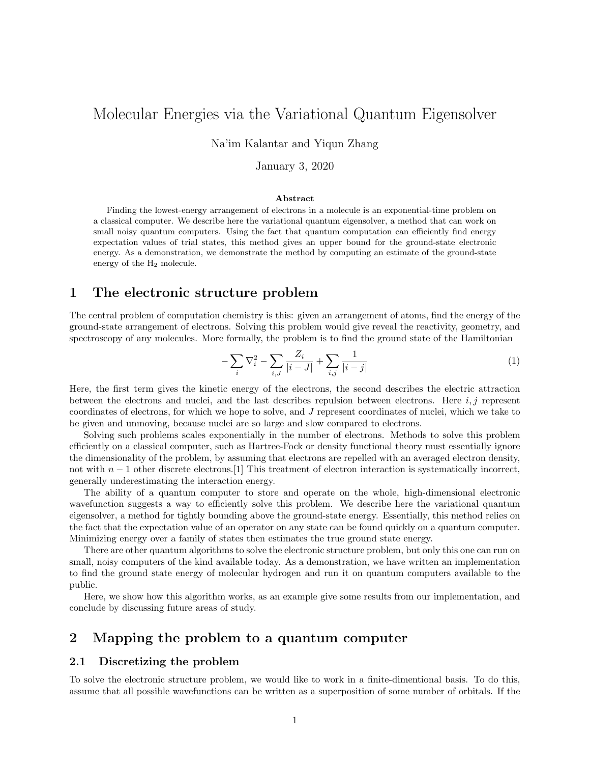# Molecular Energies via the Variational Quantum Eigensolver

Na'im Kalantar and Yiqun Zhang

January 3, 2020

**Abstract**

Finding the lowest-energy arrangement of electrons in a molecule is an exponential-time problem on a classical computer. We describe here the variational quantum eigensolver, a method that can work on small noisy quantum computers. Using the fact that quantum computation can efficiently find energy expectation values of trial states, this method gives an upper bound for the ground-state electronic energy. As a demonstration, we demonstrate the method by computing an estimate of the ground-state energy of the $H_2$ molecule.

## 1 The electronic structure problem

The central problem of computation chemistry is this: given an arrangement of atoms, find the energy of the ground-state arrangement of electrons. Solving this problem would give reveal the reactivity, geometry, and spectroscopy of any molecules. More formally, the problem is to find the ground state of the Hamiltonian

$$-\sum_i \nabla_i^2 - \sum_{i,J} \frac{Z_i}{|i-J|} + \sum_{i,j} \frac{1}{|i-j|} \tag{1}$$

Here, the first term gives the kinetic energy of the electrons, the second describes the electric attraction between the electrons and nuclei, and the last describes repulsion between electrons. Here $i, j$ represent coordinates of electrons, for which we hope to solve, and $J$ represent coordinates of nuclei, which we take to be given and unmoving, because nuclei are so large and slow compared to electrons.

Solving such problems scales exponentially in the number of electrons. Methods to solve this problem efficiently on a classical computer, such as Hartree-Fock or density functional theory must essentially ignore the dimensionality of the problem, by assuming that electrons are repelled with an averaged electron density, not with $n-1$ other discrete electrons.[1] This treatment of electron interaction is systematically incorrect, generally underestimating the interaction energy.

The ability of a quantum computer to store and operate on the whole, high-dimensional electronic wavefunction suggests a way to efficiently solve this problem. We describe here the variational quantum eigensolver, a method for tightly bounding above the ground-state energy. Essentially, this method relies on the fact that the expectation value of an operator on any state can be found quickly on a quantum computer. Minimizing energy over a family of states then estimates the true ground state energy.

There are other quantum algorithms to solve the electronic structure problem, but only this one can run on small, noisy computers of the kind available today. As a demonstration, we have written an implementation to find the ground state energy of molecular hydrogen and run it on quantum computers available to the public.

Here, we show how this algorithm works, as an example give some results from our implementation, and conclude by discussing future areas of study.

## 2 Mapping the problem to a quantum computer

### 2.1 Discretizing the problem

To solve the electronic structure problem, we would like to work in a finite-dimentional basis. To do this, assume that all possible wavefunctions can be written as a superposition of some number of orbitals. If the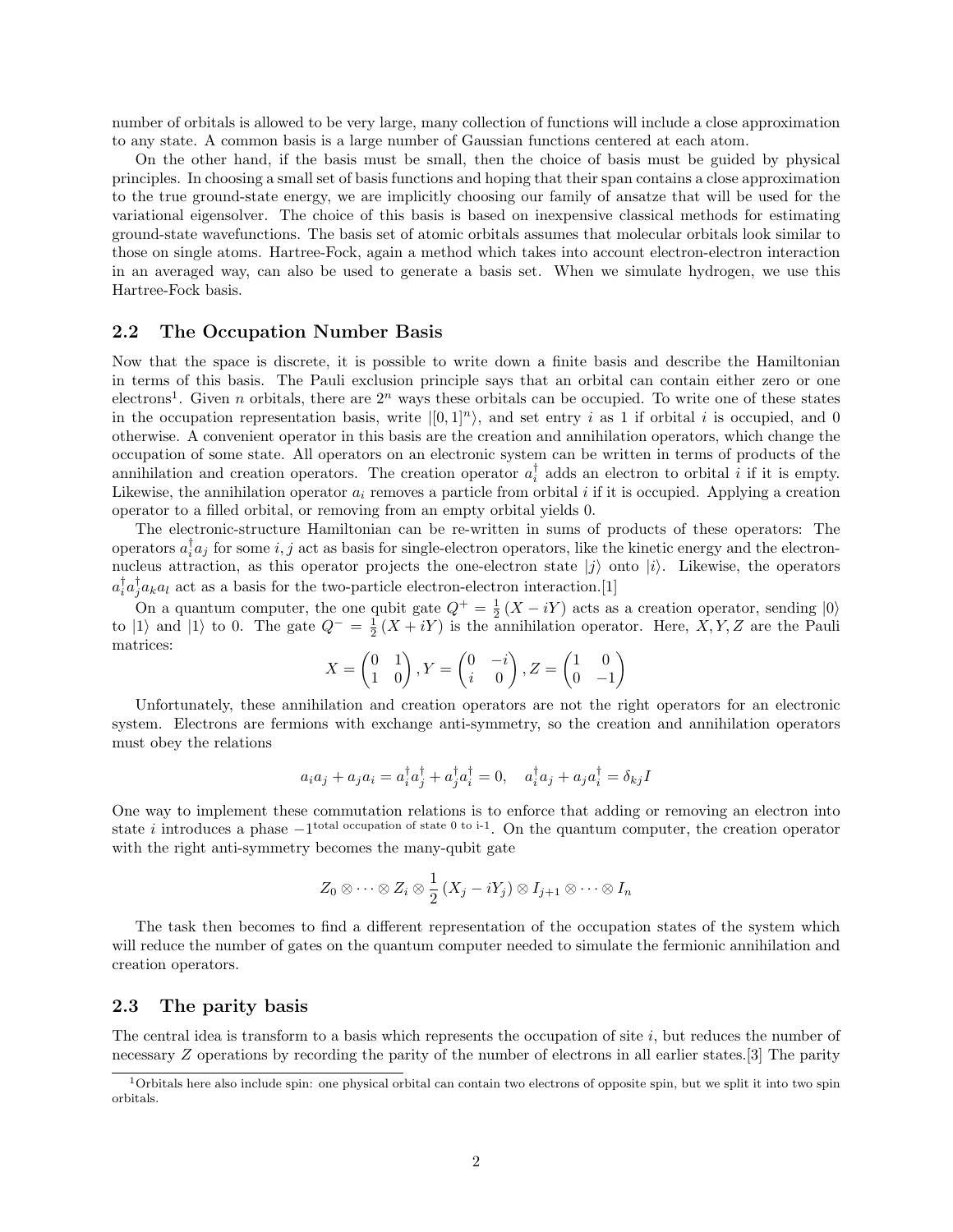number of orbitals is allowed to be very large, many collection of functions will include a close approximation to any state. A common basis is a large number of Gaussian functions centered at each atom.

On the other hand, if the basis must be small, then the choice of basis must be guided by physical principles. In choosing a small set of basis functions and hoping that their span contains a close approximation to the true ground-state energy, we are implicitly choosing our family of ansatze that will be used for the variational eigensolver. The choice of this basis is based on inexpensive classical methods for estimating ground-state wavefunctions. The basis set of atomic orbitals assumes that molecular orbitals look similar to those on single atoms. Hartree-Fock, again a method which takes into account electron-electron interaction in an averaged way, can also be used to generate a basis set. When we simulate hydrogen, we use this Hartree-Fock basis.

## 2.2 The Occupation Number Basis

Now that the space is discrete, it is possible to write down a finite basis and describe the Hamiltonian in terms of this basis. The Pauli exclusion principle says that an orbital can contain either zero or one electrons[1]. Given $n$ orbitals, there are $2^n$ ways these orbitals can be occupied. To write one of these states in the occupation representation basis, write $|[0,1]^n\rangle$, and set entry $i$ as 1 if orbital $i$ is occupied, and 0 otherwise. A convenient operator in this basis are the creation and annihilation operators, which change the occupation of some state. All operators on an electronic system can be written in terms of products of the annihilation and creation operators. The creation operator $a_i^\dagger$ adds an electron to orbital $i$ if it is empty. Likewise, the annihilation operator $a_i$ removes a particle from orbital $i$ if it is occupied. Applying a creation operator to a filled orbital, or removing from an empty orbital yields 0.

The electronic-structure Hamiltonian can be re-written in sums of products of these operators: The operators $a_i^\dagger a_j$ for some $i, j$ act as basis for single-electron operators, like the kinetic energy and the electron-nucleus attraction, as this operator projects the one-electron state $|j\rangle$ onto $|i\rangle$. Likewise, the operators $a_i^\dagger a_j^\dagger a_k a_l$ act as a basis for the two-particle electron-electron interaction.[1]

On a quantum computer, the one qubit gate $Q^+ = \frac{1}{2}(X - iY)$ acts as a creation operator, sending $|0\rangle$ to $|1\rangle$ and $|1\rangle$ to 0. The gate $Q^- = \frac{1}{2}(X + iY)$ is the annihilation operator. Here, $X, Y, Z$ are the Pauli matrices:

$$X = \begin{pmatrix} 0 & 1 \\ 1 & 0 \end{pmatrix}, Y = \begin{pmatrix} 0 & -i \\ i & 0 \end{pmatrix}, Z = \begin{pmatrix} 1 & 0 \\ 0 & -1 \end{pmatrix}$$

Unfortunately, these annihilation and creation operators are not the right operators for an electronic system. Electrons are fermions with exchange anti-symmetry, so the creation and annihilation operators must obey the relations

$$a_i a_j + a_j a_i = a_i^\dagger a_j^\dagger + a_j^\dagger a_i^\dagger = 0, \quad a_i^\dagger a_j + a_j a_i^\dagger = \delta_{kj} I$$

One way to implement these commutation relations is to enforce that adding or removing an electron into state $i$ introduces a phase $-1^{\text{total occupation of state 0 to i-1}}$. On the quantum computer, the creation operator with the right anti-symmetry becomes the many-qubit gate

$$Z_0 \otimes \cdots \otimes Z_i \otimes \frac{1}{2}(X_j - iY_j) \otimes I_{j+1} \otimes \cdots \otimes I_n$$

The task then becomes to find a different representation of the occupation states of the system which will reduce the number of gates on the quantum computer needed to simulate the fermionic annihilation and creation operators.

## 2.3 The parity basis

The central idea is transform to a basis which represents the occupation of site $i$, but reduces the number of necessary $Z$ operations by recording the parity of the number of electrons in all earlier states.[3] The parity

[1] Orbitals here also include spin: one physical orbital can contain two electrons of opposite spin, but we split it into two spin orbitals.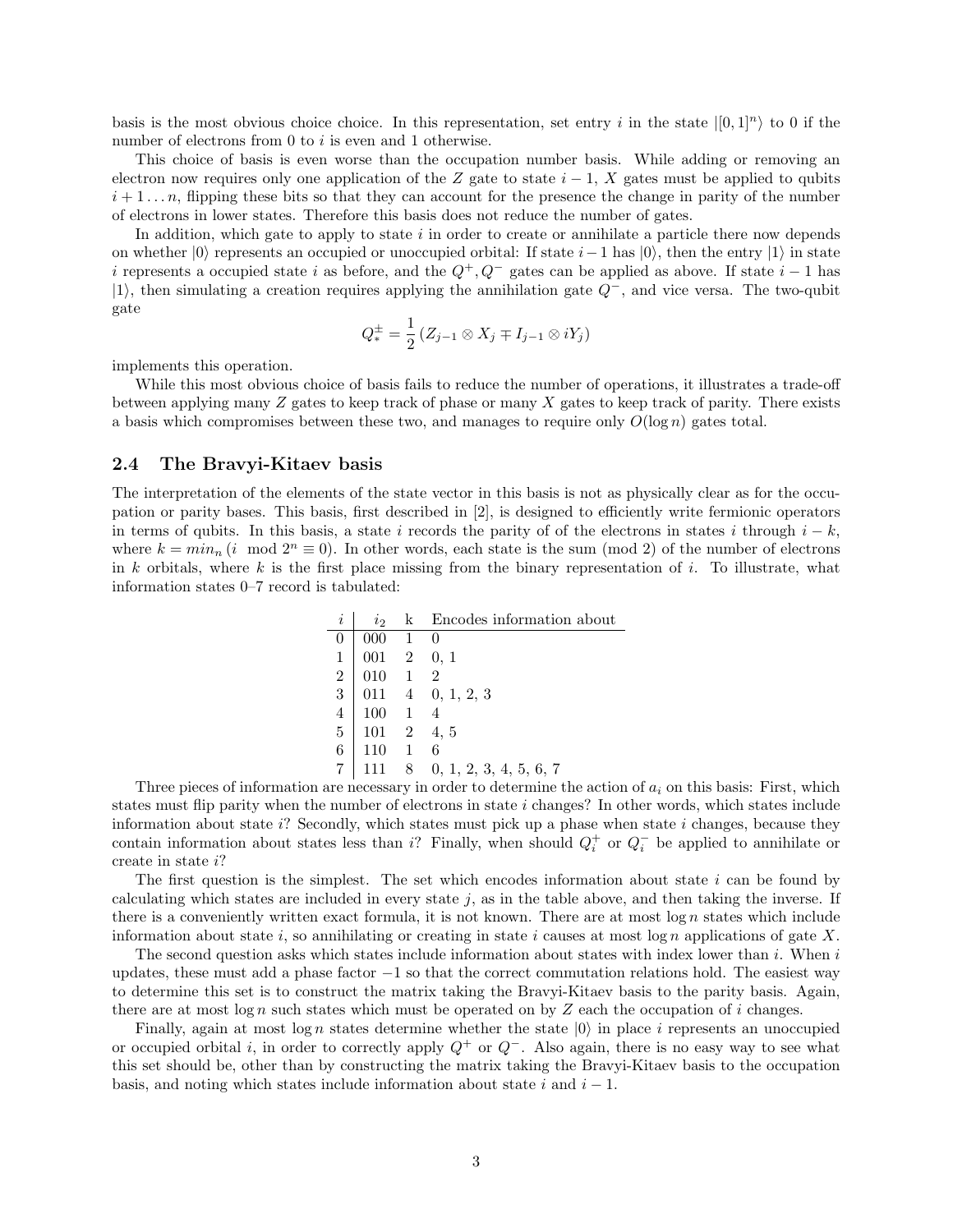basis is the most obvious choice choice. In this representation, set entry $i$ in the state $|[0,1]^n\rangle$ to 0 if the number of electrons from 0 to $i$ is even and 1 otherwise.

This choice of basis is even worse than the occupation number basis. While adding or removing an electron now requires only one application of the $Z$ gate to state $i-1$, $X$ gates must be applied to qubits $i+1 \ldots n$, flipping these bits so that they can account for the presence the change in parity of the number of electrons in lower states. Therefore this basis does not reduce the number of gates.

In addition, which gate to apply to state $i$ in order to create or annihilate a particle there now depends on whether $|0\rangle$ represents an occupied or unoccupied orbital: If state $i-1$ has $|0\rangle$, then the entry $|1\rangle$ in state $i$ represents a occupied state $i$ as before, and the $Q^+, Q^-$ gates can be applied as above. If state $i-1$ has $|1\rangle$, then simulating a creation requires applying the annihilation gate $Q^-$, and vice versa. The two-qubit gate

$$Q_*^{\pm} = \frac{1}{2}\left(Z_{j-1} \otimes X_j \mp I_{j-1} \otimes iY_j\right)$$

implements this operation.

While this most obvious choice of basis fails to reduce the number of operations, it illustrates a trade-off between applying many $Z$ gates to keep track of phase or many $X$ gates to keep track of parity. There exists a basis which compromises between these two, and manages to require only $O(\log n)$ gates total.

## 2.4 The Bravyi-Kitaev basis

The interpretation of the elements of the state vector in this basis is not as physically clear as for the occupation or parity bases. This basis, first described in [2], is designed to efficiently write fermionic operators in terms of qubits. In this basis, a state $i$ records the parity of of the electrons in states $i$ through $i-k$, where $k = min_n\,(i \mod 2^n \equiv 0)$. In other words, each state is the sum (mod 2) of the number of electrons in $k$ orbitals, where $k$ is the first place missing from the binary representation of $i$. To illustrate, what information states 0–7 record is tabulated:

| $i$ | $i_2$ | k | Encodes information about |
|---|---|---|---|
| 0 | 000 | 1 | 0 |
| 1 | 001 | 2 | 0, 1 |
| 2 | 010 | 1 | 2 |
| 3 | 011 | 4 | 0, 1, 2, 3 |
| 4 | 100 | 1 | 4 |
| 5 | 101 | 2 | 4, 5 |
| 6 | 110 | 1 | 6 |
| 7 | 111 | 8 | 0, 1, 2, 3, 4, 5, 6, 7 |

Three pieces of information are necessary in order to determine the action of $a_i$ on this basis: First, which states must flip parity when the number of electrons in state $i$ changes? In other words, which states include information about state $i$? Secondly, which states must pick up a phase when state $i$ changes, because they contain information about states less than $i$? Finally, when should $Q_i^+$ or $Q_i^-$ be applied to annihilate or create in state $i$?

The first question is the simplest. The set which encodes information about state $i$ can be found by calculating which states are included in every state $j$, as in the table above, and then taking the inverse. If there is a conveniently written exact formula, it is not known. There are at most $\log n$ states which include information about state $i$, so annihilating or creating in state $i$ causes at most $\log n$ applications of gate $X$.

The second question asks which states include information about states with index lower than $i$. When $i$ updates, these must add a phase factor $-1$ so that the correct commutation relations hold. The easiest way to determine this set is to construct the matrix taking the Bravyi-Kitaev basis to the parity basis. Again, there are at most $\log n$ such states which must be operated on by $Z$ each the occupation of $i$ changes.

Finally, again at most $\log n$ states determine whether the state $|0\rangle$ in place $i$ represents an unoccupied or occupied orbital $i$, in order to correctly apply $Q^+$ or $Q^-$. Also again, there is no easy way to see what this set should be, other than by constructing the matrix taking the Bravyi-Kitaev basis to the occupation basis, and noting which states include information about state $i$ and $i-1$.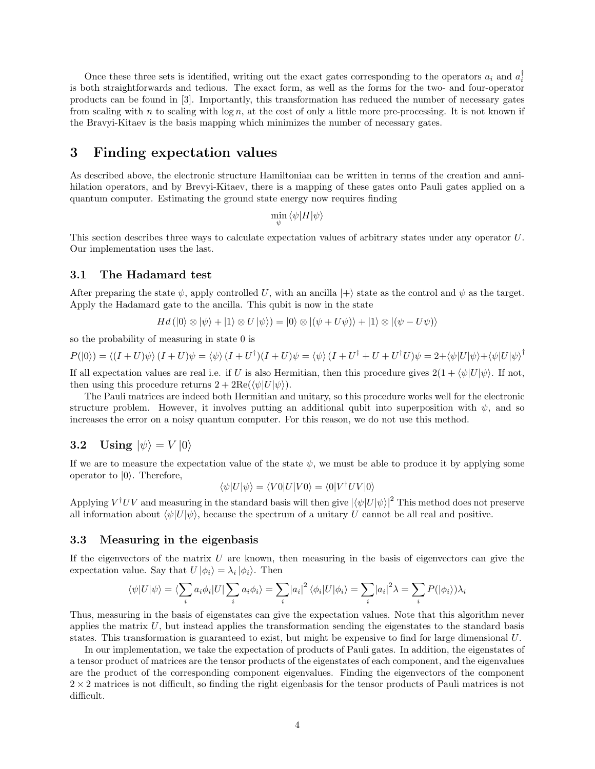Once these three sets is identified, writing out the exact gates corresponding to the operators $a_i$ and $a_i^\dagger$ is both straightforwards and tedious. The exact form, as well as the forms for the two- and four-operator products can be found in [3]. Importantly, this transformation has reduced the number of necessary gates from scaling with $n$ to scaling with $\log n$, at the cost of only a little more pre-processing. It is not known if the Bravyi-Kitaev is the basis mapping which minimizes the number of necessary gates.

# 3 Finding expectation values

As described above, the electronic structure Hamiltonian can be written in terms of the creation and annihilation operators, and by Brevyi-Kitaev, there is a mapping of these gates onto Pauli gates applied on a quantum computer. Estimating the ground state energy now requires finding

$$\min_\psi \langle\psi|H|\psi\rangle$$

This section describes three ways to calculate expectation values of arbitrary states under any operator $U$. Our implementation uses the last.

## 3.1 The Hadamard test

After preparing the state $\psi$, apply controlled $U$, with an ancilla $|+\rangle$ state as the control and $\psi$ as the target. Apply the Hadamard gate to the ancilla. This qubit is now in the state

$$Hd\left(|0\rangle \otimes |\psi\rangle + |1\rangle \otimes U|\psi\rangle\right) = |0\rangle \otimes |(\psi + U\psi)\rangle + |1\rangle \otimes |(\psi - U\psi)\rangle$$

so the probability of measuring in state 0 is

$$P(|0\rangle) = \langle(I+U)\psi\rangle\,(I+U)\psi = \langle\psi\rangle\,(I+U^\dagger)(I+U)\psi = \langle\psi\rangle\,(I+U^\dagger+U+U^\dagger U)\psi = 2+\langle\psi|U|\psi\rangle+\langle\psi|U|\psi\rangle^\dagger$$

If all expectation values are real i.e. if $U$ is also Hermitian, then this procedure gives $2(1+\langle\psi|U|\psi\rangle$. If not, then using this procedure returns $2+2\mathrm{Re}(\langle\psi|U|\psi\rangle)$.

The Pauli matrices are indeed both Hermitian and unitary, so this procedure works well for the electronic structure problem. However, it involves putting an additional qubit into superposition with $\psi$, and so increases the error on a noisy quantum computer. For this reason, we do not use this method.

## 3.2 Using $|\psi\rangle = V|0\rangle$

If we are to measure the expectation value of the state $\psi$, we must be able to produce it by applying some operator to $|0\rangle$. Therefore,

$$\langle\psi|U|\psi\rangle = \langle V0|U|V0\rangle = \langle 0|V^\dagger UV|0\rangle$$

Applying $V^\dagger UV$ and measuring in the standard basis will then give $|\langle\psi|U|\psi\rangle|^2$ This method does not preserve all information about $\langle\psi|U|\psi\rangle$, because the spectrum of a unitary $U$ cannot be all real and positive.

## 3.3 Measuring in the eigenbasis

If the eigenvectors of the matrix $U$ are known, then measuring in the basis of eigenvectors can give the expectation value. Say that $U|\phi_i\rangle = \lambda_i|\phi_i\rangle$. Then

$$\langle\psi|U|\psi\rangle = \langle\sum_i a_i\phi_i|U|\sum_i a_i\phi_i\rangle = \sum_i |a_i|^2 \langle\phi_i|U|\phi_i\rangle = \sum_i |a_i|^2\lambda = \sum_i P(|\phi_i\rangle)\lambda_i$$

Thus, measuring in the basis of eigenstates can give the expectation values. Note that this algorithm never applies the matrix $U$, but instead applies the transformation sending the eigenstates to the standard basis states. This transformation is guaranteed to exist, but might be expensive to find for large dimensional $U$.

In our implementation, we take the expectation of products of Pauli gates. In addition, the eigenstates of a tensor product of matrices are the tensor products of the eigenstates of each component, and the eigenvalues are the product of the corresponding component eigenvalues. Finding the eigenvectors of the component $2\times 2$ matrices is not difficult, so finding the right eigenbasis for the tensor products of Pauli matrices is not difficult.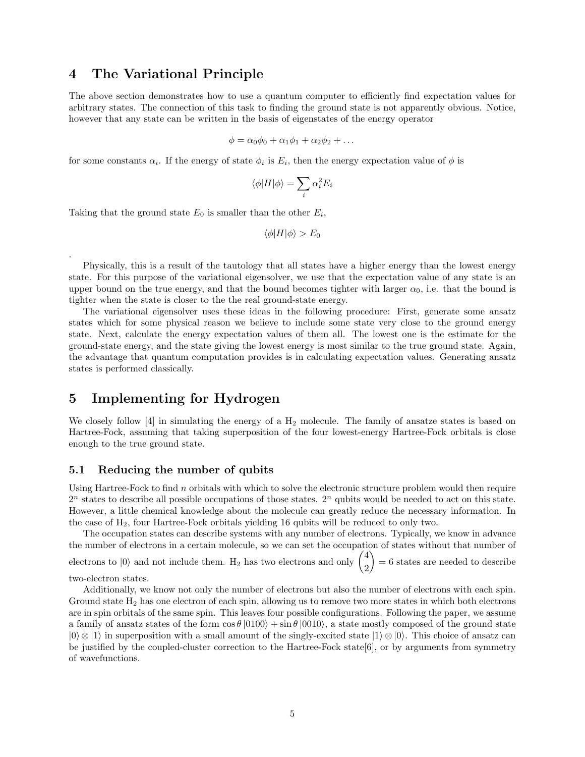# 4 The Variational Principle

The above section demonstrates how to use a quantum computer to efficiently find expectation values for arbitrary states. The connection of this task to finding the ground state is not apparently obvious. Notice, however that any state can be written in the basis of eigenstates of the energy operator

$$\phi = \alpha_0 \phi_0 + \alpha_1 \phi_1 + \alpha_2 \phi_2 + \dots$$

for some constants $\alpha_i$. If the energy of state $\phi_i$ is $E_i$, then the energy expectation value of $\phi$ is

$$\langle \phi | H | \phi \rangle = \sum_i \alpha_i^2 E_i$$

Taking that the ground state $E_0$ is smaller than the other $E_i$,

$$\langle \phi | H | \phi \rangle > E_0$$

.

Physically, this is a result of the tautology that all states have a higher energy than the lowest energy state. For this purpose of the variational eigensolver, we use that the expectation value of any state is an upper bound on the true energy, and that the bound becomes tighter with larger $\alpha_0$, i.e. that the bound is tighter when the state is closer to the the real ground-state energy.

The variational eigensolver uses these ideas in the following procedure: First, generate some ansatz states which for some physical reason we believe to include some state very close to the ground energy state. Next, calculate the energy expectation values of them all. The lowest one is the estimate for the ground-state energy, and the state giving the lowest energy is most similar to the true ground state. Again, the advantage that quantum computation provides is in calculating expectation values. Generating ansatz states is performed classically.

# 5 Implementing for Hydrogen

We closely follow [4] in simulating the energy of a $H_2$ molecule. The family of ansatze states is based on Hartree-Fock, assuming that taking superposition of the four lowest-energy Hartree-Fock orbitals is close enough to the true ground state.

## 5.1 Reducing the number of qubits

Using Hartree-Fock to find $n$ orbitals with which to solve the electronic structure problem would then require $2^n$ states to describe all possible occupations of those states. $2^n$ qubits would be needed to act on this state. However, a little chemical knowledge about the molecule can greatly reduce the necessary information. In the case of $H_2$, four Hartree-Fock orbitals yielding 16 qubits will be reduced to only two.

The occupation states can describe systems with any number of electrons. Typically, we know in advance the number of electrons in a certain molecule, so we can set the occupation of states without that number of electrons to $|0\rangle$ and not include them. $H_2$ has two electrons and only $\binom{4}{2} = 6$ states are needed to describe two-electron states.

Additionally, we know not only the number of electrons but also the number of electrons with each spin. Ground state $H_2$ has one electron of each spin, allowing us to remove two more states in which both electrons are in spin orbitals of the same spin. This leaves four possible configurations. Following the paper, we assume a family of ansatz states of the form $\cos\theta\,|0100\rangle + \sin\theta\,|0010\rangle$, a state mostly composed of the ground state $|0\rangle \otimes |1\rangle$ in superposition with a small amount of the singly-excited state $|1\rangle \otimes |0\rangle$. This choice of ansatz can be justified by the coupled-cluster correction to the Hartree-Fock state[6], or by arguments from symmetry of wavefunctions.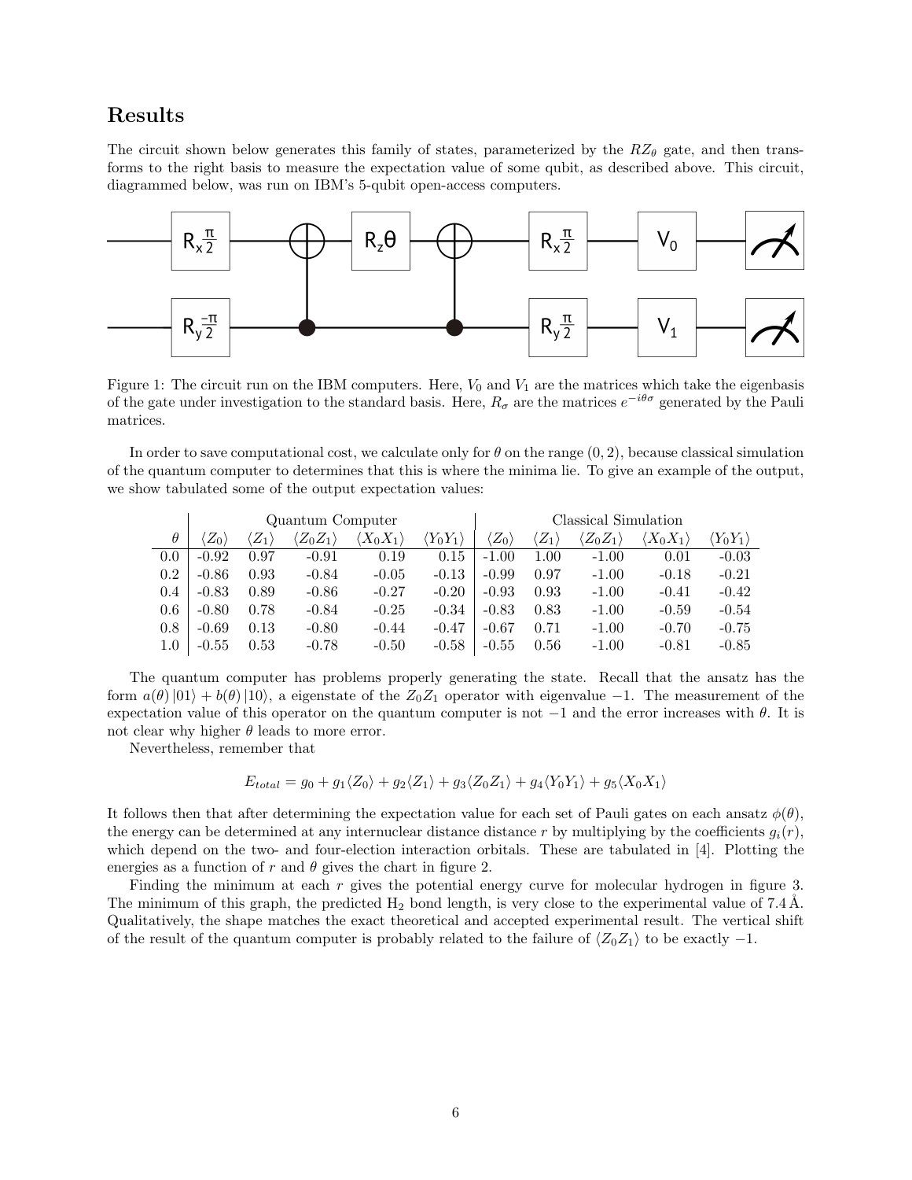## Results

The circuit shown below generates this family of states, parameterized by the $RZ_\theta$ gate, and then transforms to the right basis to measure the expectation value of some qubit, as described above. This circuit, diagrammed below, was run on IBM's 5-qubit open-access computers.

Figure 1: The circuit run on the IBM computers. Here, $V_0$ and $V_1$ are the matrices which take the eigenbasis of the gate under investigation to the standard basis. Here, $R_\sigma$ are the matrices $e^{-i\theta\sigma}$ generated by the Pauli matrices.

In order to save computational cost, we calculate only for $\theta$ on the range $(0, 2)$, because classical simulation of the quantum computer to determines that this is where the minima lie. To give an example of the output, we show tabulated some of the output expectation values:

| | Quantum Computer | | | | | Classical Simulation | | | | |
|---|---|---|---|---|---|---|---|---|---|---|
| $\theta$ | $\langle Z_0 \rangle$ | $\langle Z_1 \rangle$ | $\langle Z_0 Z_1 \rangle$ | $\langle X_0 X_1 \rangle$ | $\langle Y_0 Y_1 \rangle$ | $\langle Z_0 \rangle$ | $\langle Z_1 \rangle$ | $\langle Z_0 Z_1 \rangle$ | $\langle X_0 X_1 \rangle$ | $\langle Y_0 Y_1 \rangle$ |
| 0.0 | -0.92 | 0.97 | -0.91 | 0.19 | 0.15 | -1.00 | 1.00 | -1.00 | 0.01 | -0.03 |
| 0.2 | -0.86 | 0.93 | -0.84 | -0.05 | -0.13 | -0.99 | 0.97 | -1.00 | -0.18 | -0.21 |
| 0.4 | -0.83 | 0.89 | -0.86 | -0.27 | -0.20 | -0.93 | 0.93 | -1.00 | -0.41 | -0.42 |
| 0.6 | -0.80 | 0.78 | -0.84 | -0.25 | -0.34 | -0.83 | 0.83 | -1.00 | -0.59 | -0.54 |
| 0.8 | -0.69 | 0.13 | -0.80 | -0.44 | -0.47 | -0.67 | 0.71 | -1.00 | -0.70 | -0.75 |
| 1.0 | -0.55 | 0.53 | -0.78 | -0.50 | -0.58 | -0.55 | 0.56 | -1.00 | -0.81 | -0.85 |

The quantum computer has problems properly generating the state. Recall that the ansatz has the form $a(\theta)|01\rangle + b(\theta)|10\rangle$, a eigenstate of the $Z_0 Z_1$ operator with eigenvalue $-1$. The measurement of the expectation value of this operator on the quantum computer is not $-1$ and the error increases with $\theta$. It is not clear why higher $\theta$ leads to more error.

Nevertheless, remember that

$$E_{total} = g_0 + g_1 \langle Z_0 \rangle + g_2 \langle Z_1 \rangle + g_3 \langle Z_0 Z_1 \rangle + g_4 \langle Y_0 Y_1 \rangle + g_5 \langle X_0 X_1 \rangle$$

It follows then that after determining the expectation value for each set of Pauli gates on each ansatz $\phi(\theta)$, the energy can be determined at any internuclear distance distance $r$ by multiplying by the coefficients $g_i(r)$, which depend on the two- and four-election interaction orbitals. These are tabulated in [4]. Plotting the energies as a function of $r$ and $\theta$ gives the chart in figure 2.

Finding the minimum at each $r$ gives the potential energy curve for molecular hydrogen in figure 3. The minimum of this graph, the predicted $H_2$ bond length, is very close to the experimental value of 7.4 Å. Qualitatively, the shape matches the exact theoretical and accepted experimental result. The vertical shift of the result of the quantum computer is probably related to the failure of $\langle Z_0 Z_1 \rangle$ to be exactly $-1$.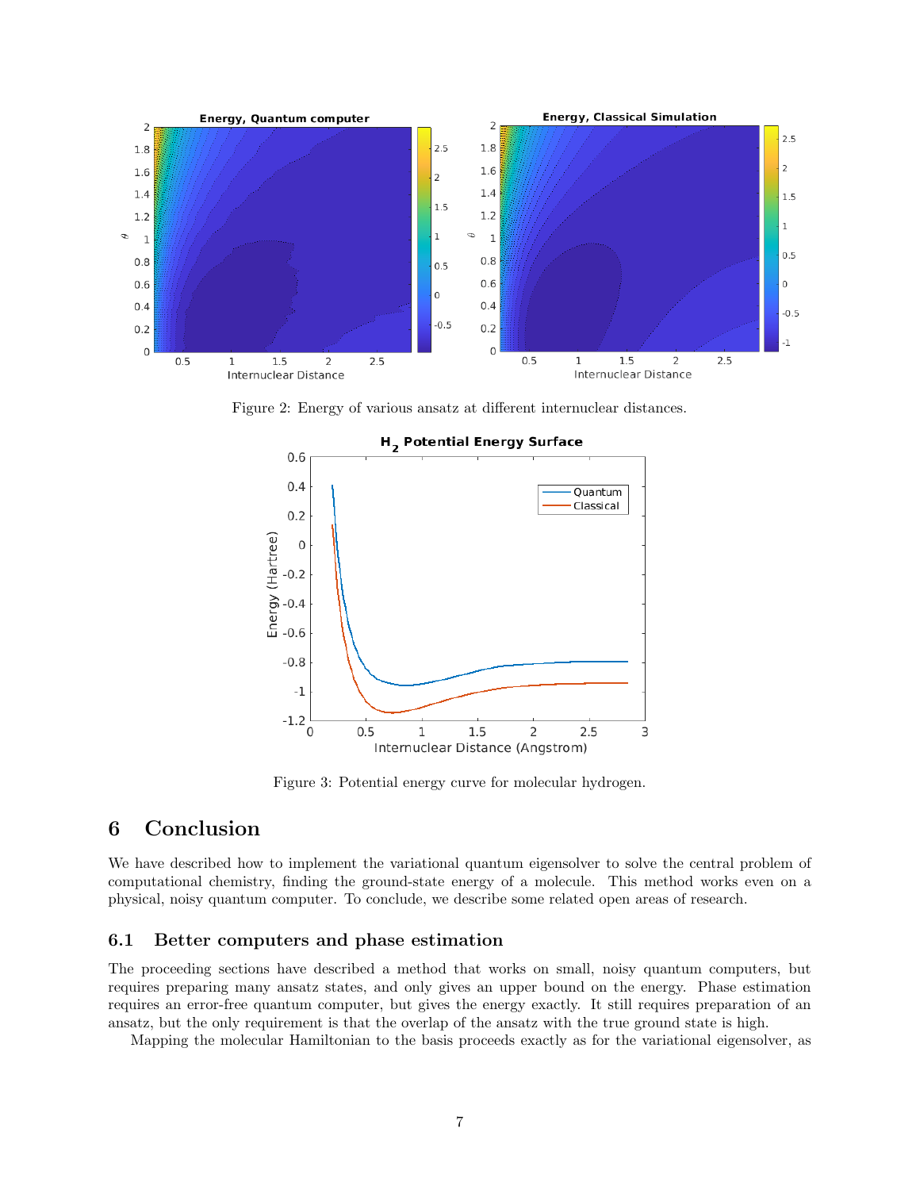Figure 2: Energy of various ansatz at different internuclear distances.

Figure 3: Potential energy curve for molecular hydrogen.

## 6 Conclusion

We have described how to implement the variational quantum eigensolver to solve the central problem of computational chemistry, finding the ground-state energy of a molecule. This method works even on a physical, noisy quantum computer. To conclude, we describe some related open areas of research.

### 6.1 Better computers and phase estimation

The proceeding sections have described a method that works on small, noisy quantum computers, but requires preparing many ansatz states, and only gives an upper bound on the energy. Phase estimation requires an error-free quantum computer, but gives the energy exactly. It still requires preparation of an ansatz, but the only requirement is that the overlap of the ansatz with the true ground state is high.

Mapping the molecular Hamiltonian to the basis proceeds exactly as for the variational eigensolver, as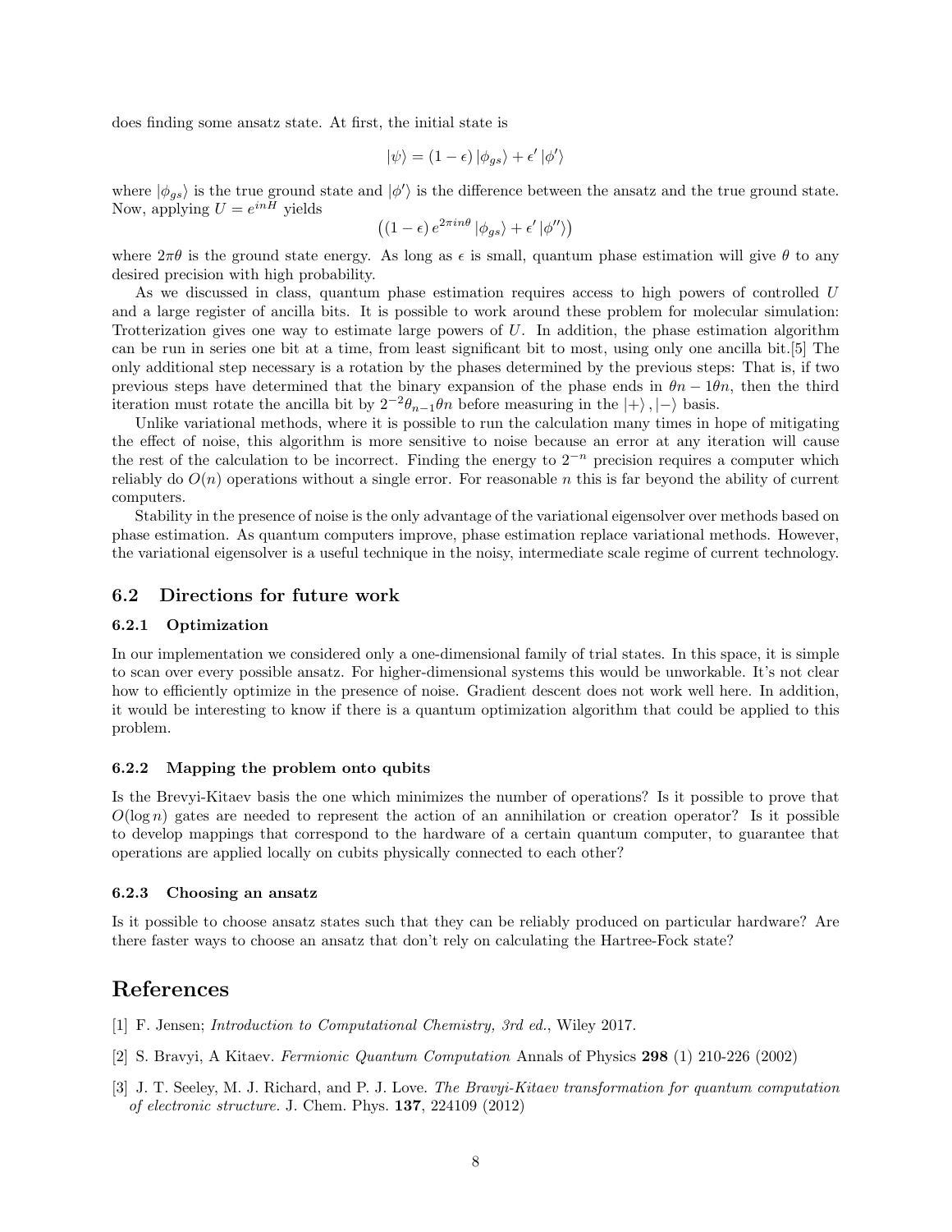does finding some ansatz state. At first, the initial state is

$$|\psi\rangle = (1-\epsilon)\,|\phi_{gs}\rangle + \epsilon'\,|\phi'\rangle$$

where $|\phi_{gs}\rangle$ is the true ground state and $|\phi'\rangle$ is the difference between the ansatz and the true ground state. Now, applying $U = e^{inH}$ yields

$$\left((1-\epsilon)\,e^{2\pi in\theta}\,|\phi_{gs}\rangle + \epsilon'\,|\phi''\rangle\right)$$

where $2\pi\theta$ is the ground state energy. As long as $\epsilon$ is small, quantum phase estimation will give $\theta$ to any desired precision with high probability.

As we discussed in class, quantum phase estimation requires access to high powers of controlled $U$ and a large register of ancilla bits. It is possible to work around these problem for molecular simulation: Trotterization gives one way to estimate large powers of $U$. In addition, the phase estimation algorithm can be run in series one bit at a time, from least significant bit to most, using only one ancilla bit.[5] The only additional step necessary is a rotation by the phases determined by the previous steps: That is, if two previous steps have determined that the binary expansion of the phase ends in $\theta n - 1\theta n$, then the third iteration must rotate the ancilla bit by $2^{-2}\theta_{n-1}\theta n$ before measuring in the $|+\rangle, |-\rangle$ basis.

Unlike variational methods, where it is possible to run the calculation many times in hope of mitigating the effect of noise, this algorithm is more sensitive to noise because an error at any iteration will cause the rest of the calculation to be incorrect. Finding the energy to $2^{-n}$ precision requires a computer which reliably do $O(n)$ operations without a single error. For reasonable $n$ this is far beyond the ability of current computers.

Stability in the presence of noise is the only advantage of the variational eigensolver over methods based on phase estimation. As quantum computers improve, phase estimation replace variational methods. However, the variational eigensolver is a useful technique in the noisy, intermediate scale regime of current technology.

## 6.2 Directions for future work

### 6.2.1 Optimization

In our implementation we considered only a one-dimensional family of trial states. In this space, it is simple to scan over every possible ansatz. For higher-dimensional systems this would be unworkable. It's not clear how to efficiently optimize in the presence of noise. Gradient descent does not work well here. In addition, it would be interesting to know if there is a quantum optimization algorithm that could be applied to this problem.

### 6.2.2 Mapping the problem onto qubits

Is the Brevyi-Kitaev basis the one which minimizes the number of operations? Is it possible to prove that $O(\log n)$ gates are needed to represent the action of an annihilation or creation operator? Is it possible to develop mappings that correspond to the hardware of a certain quantum computer, to guarantee that operations are applied locally on cubits physically connected to each other?

### 6.2.3 Choosing an ansatz

Is it possible to choose ansatz states such that they can be reliably produced on particular hardware? Are there faster ways to choose an ansatz that don't rely on calculating the Hartree-Fock state?

# References

[1] F. Jensen; *Introduction to Computational Chemistry, 3rd ed.*, Wiley 2017.

[2] S. Bravyi, A Kitaev. *Fermionic Quantum Computation* Annals of Physics **298** (1) 210-226 (2002)

[3] J. T. Seeley, M. J. Richard, and P. J. Love. *The Bravyi-Kitaev transformation for quantum computation of electronic structure.* J. Chem. Phys. **137**, 224109 (2012)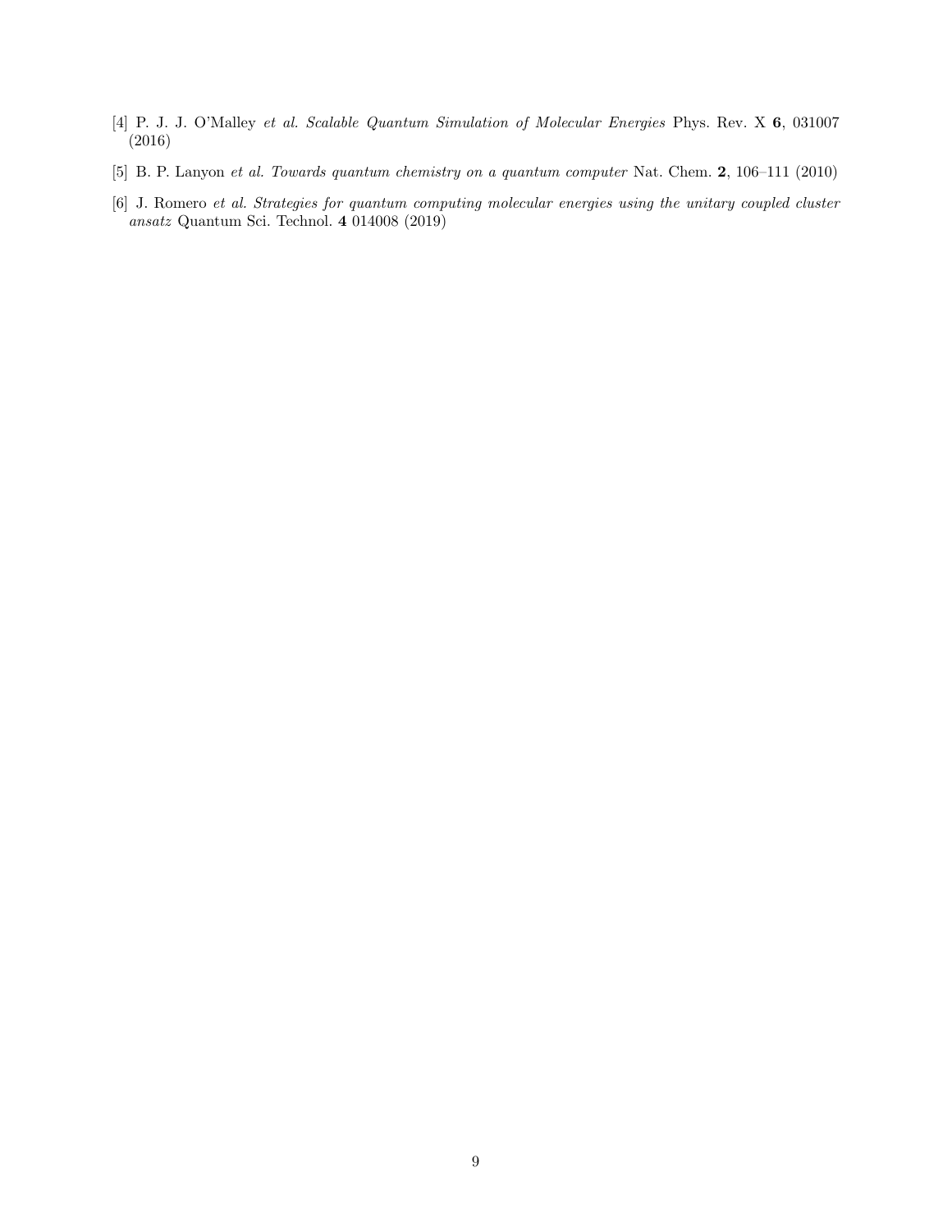[4] P. J. J. O'Malley *et al. Scalable Quantum Simulation of Molecular Energies* Phys. Rev. X **6**, 031007 (2016)

[5] B. P. Lanyon *et al. Towards quantum chemistry on a quantum computer* Nat. Chem. **2**, 106–111 (2010)

[6] J. Romero *et al. Strategies for quantum computing molecular energies using the unitary coupled cluster ansatz* Quantum Sci. Technol. **4** 014008 (2019)